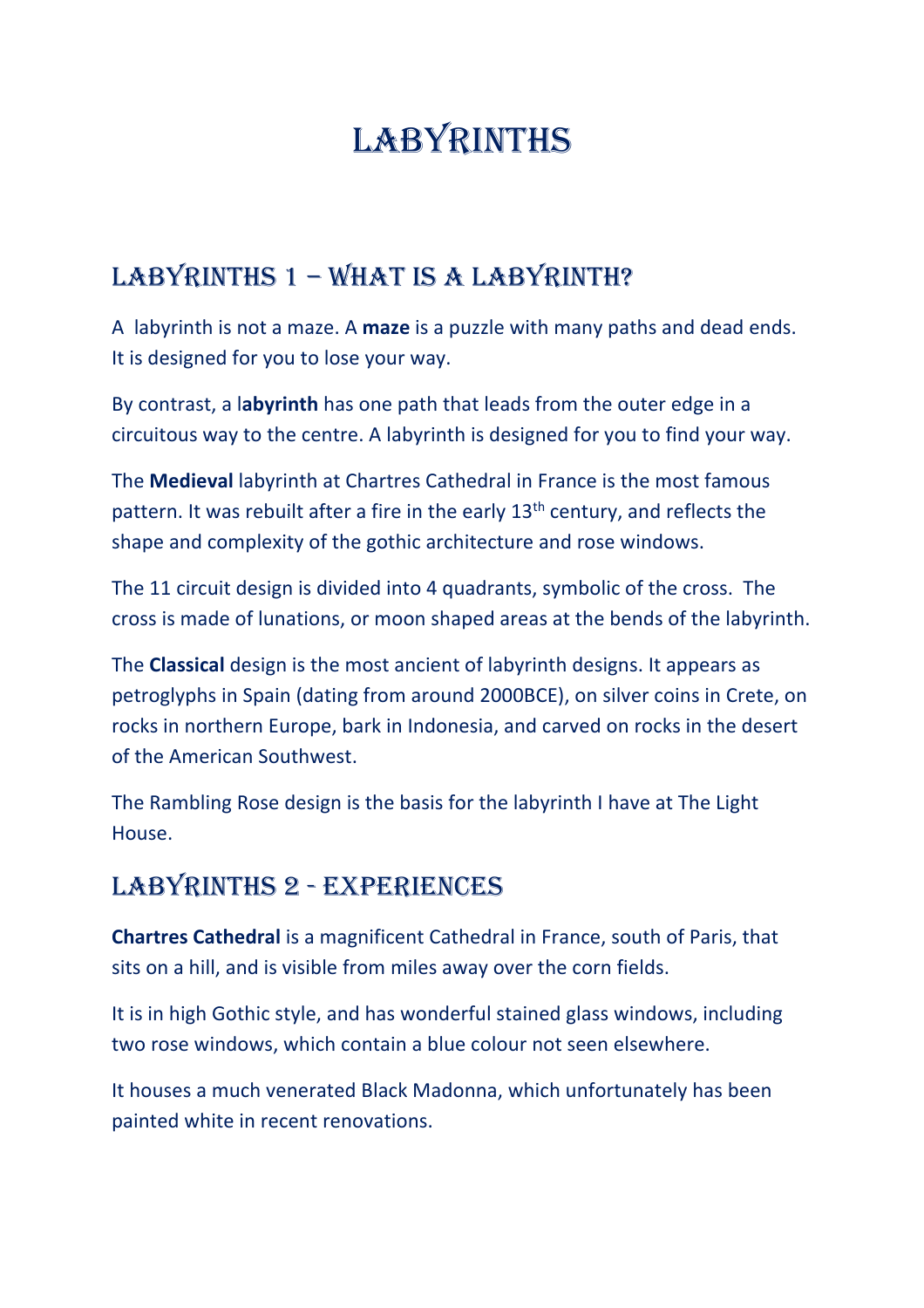# Labyrinths

## Labyrinths 1 – What is a labyrinth?

A labyrinth is not a maze. A **maze** is a puzzle with many paths and dead ends. It is designed for you to lose your way.

By contrast, a l**abyrinth** has one path that leads from the outer edge in a circuitous way to the centre. A labyrinth is designed for you to find your way.

The **Medieval** labyrinth at Chartres Cathedral in France is the most famous pattern. It was rebuilt after a fire in the early 13th century, and reflects the shape and complexity of the gothic architecture and rose windows.

The 11 circuit design is divided into 4 quadrants, symbolic of the cross. The cross is made of lunations, or moon shaped areas at the bends of the labyrinth.

The **Classical** design is the most ancient of labyrinth designs. It appears as petroglyphs in Spain (dating from around 2000BCE), on silver coins in Crete, on rocks in northern Europe, bark in Indonesia, and carved on rocks in the desert of the American Southwest.

The Rambling Rose design is the basis for the labyrinth I have at The Light House.

## Labyrinths 2 - Experiences

**Chartres Cathedral** is a magnificent Cathedral in France, south of Paris, that sits on a hill, and is visible from miles away over the corn fields.

It is in high Gothic style, and has wonderful stained glass windows, including two rose windows, which contain a blue colour not seen elsewhere.

It houses a much venerated Black Madonna, which unfortunately has been painted white in recent renovations.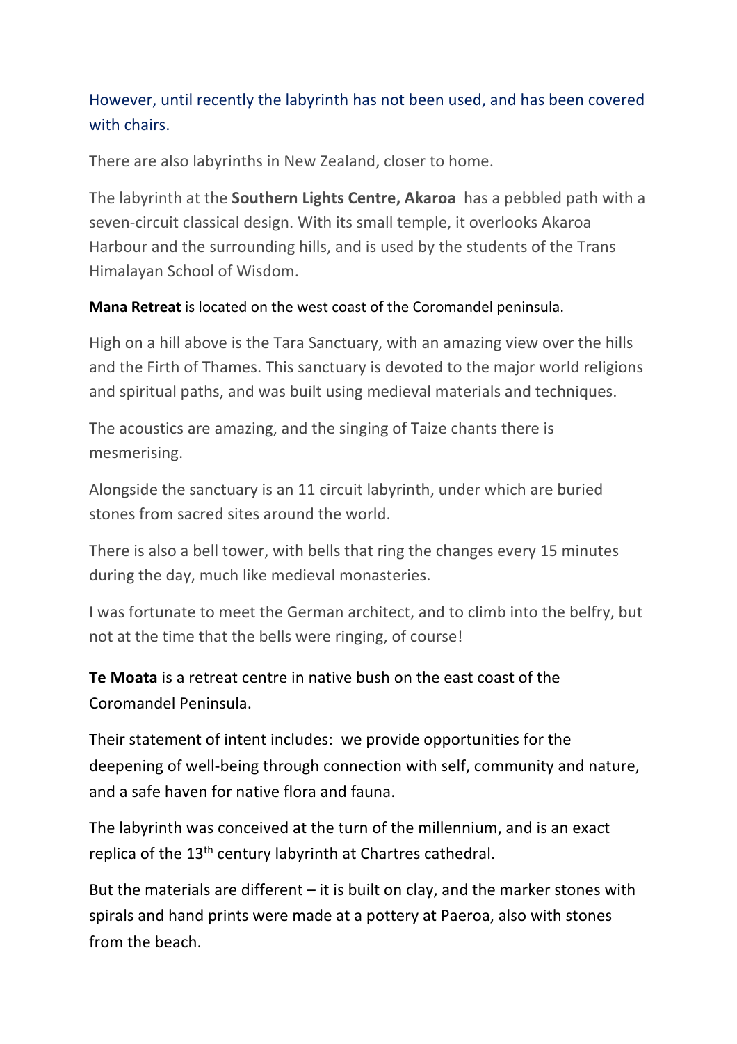However, until recently the labyrinth has not been used, and has been covered with chairs.

There are also labyrinths in New Zealand, closer to home.

The labyrinth at the **Southern Lights Centre, Akaroa** has a pebbled path with a seven-circuit classical design. With its small temple, it overlooks Akaroa Harbour and the surrounding hills, and is used by the students of the Trans Himalayan School of Wisdom.

**Mana Retreat** is located on the west coast of the Coromandel peninsula.

High on a hill above is the Tara Sanctuary, with an amazing view over the hills and the Firth of Thames. This sanctuary is devoted to the major world religions and spiritual paths, and was built using medieval materials and techniques.

The acoustics are amazing, and the singing of Taize chants there is mesmerising.

Alongside the sanctuary is an 11 circuit labyrinth, under which are buried stones from sacred sites around the world.

There is also a bell tower, with bells that ring the changes every 15 minutes during the day, much like medieval monasteries.

I was fortunate to meet the German architect, and to climb into the belfry, but not at the time that the bells were ringing, of course!

**Te Moata** is a retreat centre in native bush on the east coast of the Coromandel Peninsula.

Their statement of intent includes: we provide opportunities for the deepening of well-being through connection with self, community and nature, and a safe haven for native flora and fauna.

The labyrinth was conceived at the turn of the millennium, and is an exact replica of the 13th century labyrinth at Chartres cathedral.

But the materials are different – it is built on clay, and the marker stones with spirals and hand prints were made at a pottery at Paeroa, also with stones from the beach.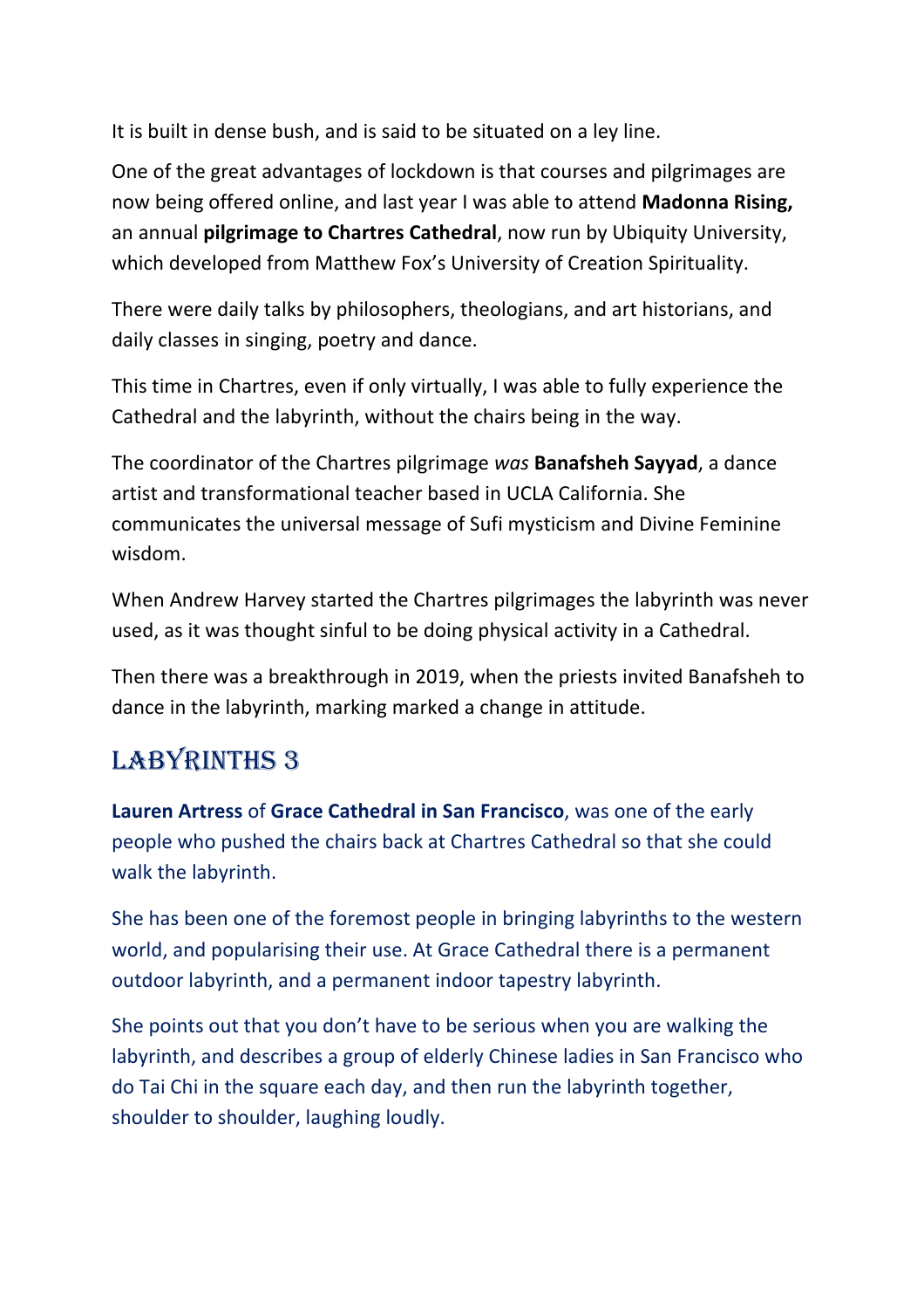It is built in dense bush, and is said to be situated on a ley line.

One of the great advantages of lockdown is that courses and pilgrimages are now being offered online, and last year I was able to attend **Madonna Rising,** an annual **pilgrimage to Chartres Cathedral**, now run by Ubiquity University, which developed from Matthew Fox's University of Creation Spirituality.

There were daily talks by philosophers, theologians, and art historians, and daily classes in singing, poetry and dance.

This time in Chartres, even if only virtually, I was able to fully experience the Cathedral and the labyrinth, without the chairs being in the way.

The coordinator of the Chartres pilgrimage *was* **Banafsheh Sayyad**, a dance artist and transformational teacher based in UCLA California. She communicates the universal message of Sufi mysticism and Divine Feminine wisdom.

When Andrew Harvey started the Chartres pilgrimages the labyrinth was never used, as it was thought sinful to be doing physical activity in a Cathedral.

Then there was a breakthrough in 2019, when the priests invited Banafsheh to dance in the labyrinth, marking marked a change in attitude.

## Labyrinths 3

**Lauren Artress** of **Grace Cathedral in San Francisco**, was one of the early people who pushed the chairs back at Chartres Cathedral so that she could walk the labyrinth.

She has been one of the foremost people in bringing labyrinths to the western world, and popularising their use. At Grace Cathedral there is a permanent outdoor labyrinth, and a permanent indoor tapestry labyrinth.

She points out that you don't have to be serious when you are walking the labyrinth, and describes a group of elderly Chinese ladies in San Francisco who do Tai Chi in the square each day, and then run the labyrinth together, shoulder to shoulder, laughing loudly.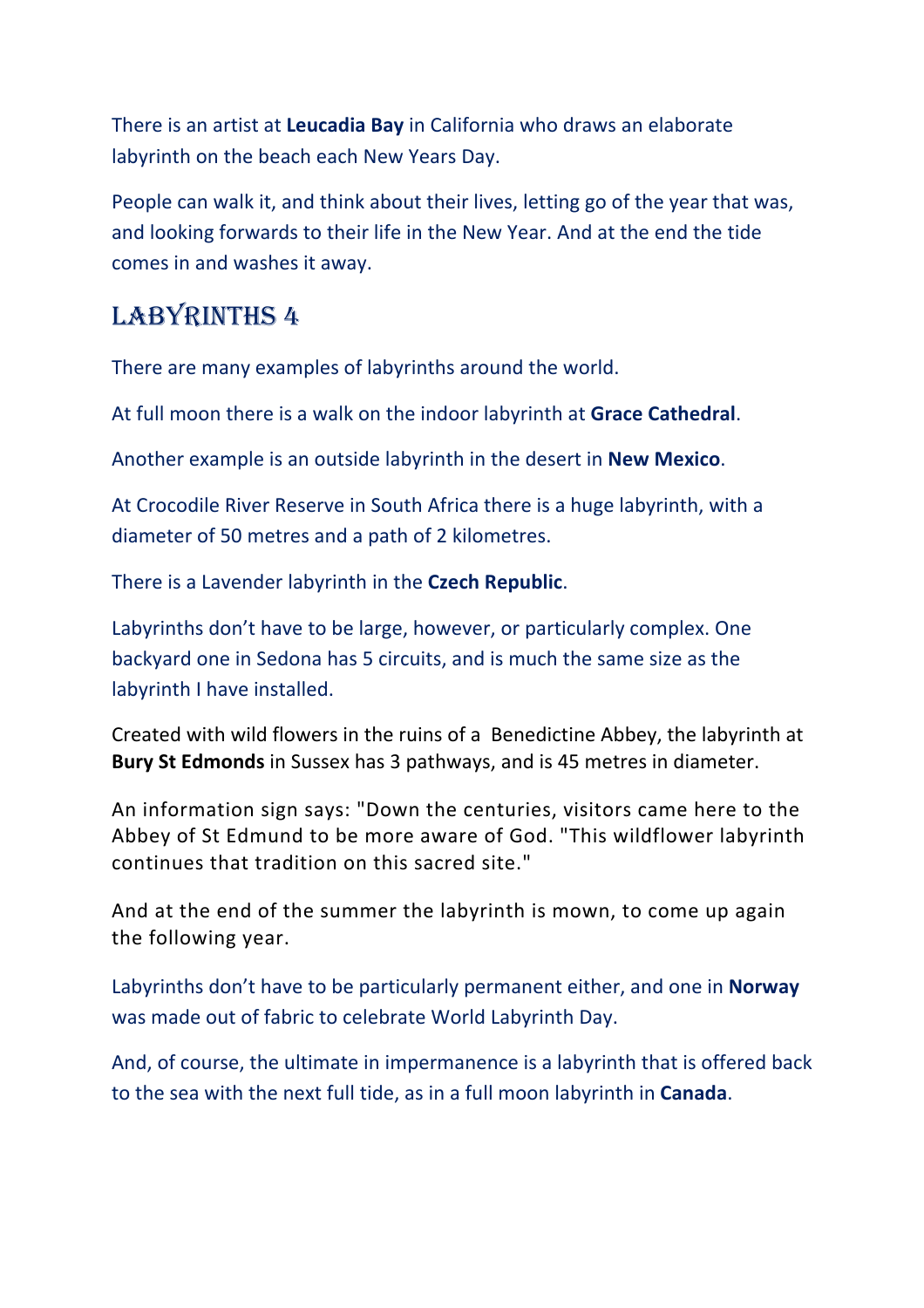There is an artist at **Leucadia Bay** in California who draws an elaborate labyrinth on the beach each New Years Day.

People can walk it, and think about their lives, letting go of the year that was, and looking forwards to their life in the New Year. And at the end the tide comes in and washes it away.

## Labyrinths 4

There are many examples of labyrinths around the world.

At full moon there is a walk on the indoor labyrinth at **Grace Cathedral**.

Another example is an outside labyrinth in the desert in **New Mexico**.

At Crocodile River Reserve in South Africa there is a huge labyrinth, with a diameter of 50 metres and a path of 2 kilometres.

There is a Lavender labyrinth in the **Czech Republic**.

Labyrinths don't have to be large, however, or particularly complex. One backyard one in Sedona has 5 circuits, and is much the same size as the labyrinth I have installed.

Created with wild flowers in the ruins of a Benedictine Abbey, the labyrinth at **Bury St Edmonds** in Sussex has 3 pathways, and is 45 metres in diameter.

An information sign says: "Down the centuries, visitors came here to the Abbey of St Edmund to be more aware of God. "This wildflower labyrinth continues that tradition on this sacred site."

And at the end of the summer the labyrinth is mown, to come up again the following year.

Labyrinths don't have to be particularly permanent either, and one in **Norway** was made out of fabric to celebrate World Labyrinth Day.

And, of course, the ultimate in impermanence is a labyrinth that is offered back to the sea with the next full tide, as in a full moon labyrinth in **Canada**.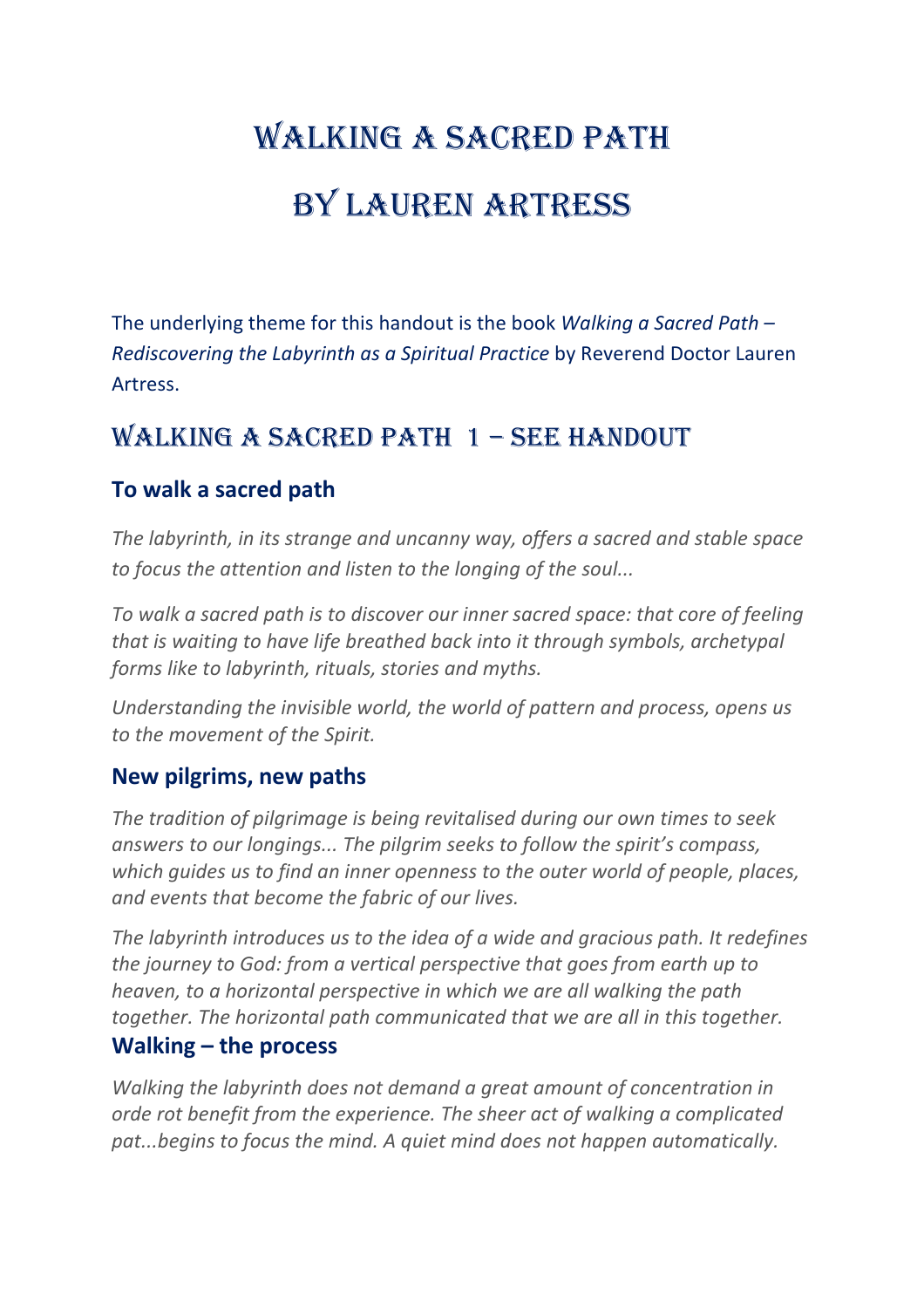# Walking a Sacred Path

# by Lauren Artress

The underlying theme for this handout is the book *Walking a Sacred Path – Rediscovering the Labyrinth as a Spiritual Practice* by Reverend Doctor Lauren Artress.

## Walking a Sacred Path 1 – see handout

### To walk a sacred path

*The labyrinth, in its strange and uncanny way, offers a sacred and stable space to focus the attention and listen to the longing of the soul...*

*To walk a sacred path is to discover our inner sacred space: that core of feeling that is waiting to have life breathed back into it through symbols, archetypal forms like to labyrinth, rituals, stories and myths.*

*Understanding the invisible world, the world of pattern and process, opens us to the movement of the Spirit.*

### New pilgrims, new paths

*The tradition of pilgrimage is being revitalised during our own times to seek answers to our longings... The pilgrim seeks to follow the spirit's compass, which guides us to find an inner openness to the outer world of people, places, and events that become the fabric of our lives.*

*The labyrinth introduces us to the idea of a wide and gracious path. It redefines the journey to God: from a vertical perspective that goes from earth up to heaven, to a horizontal perspective in which we are all walking the path together. The horizontal path communicated that we are all in this together.*

### Walking – the process

*Walking the labyrinth does not demand a great amount of concentration in orde rot benefit from the experience. The sheer act of walking a complicated pat...begins to focus the mind. A quiet mind does not happen automatically.*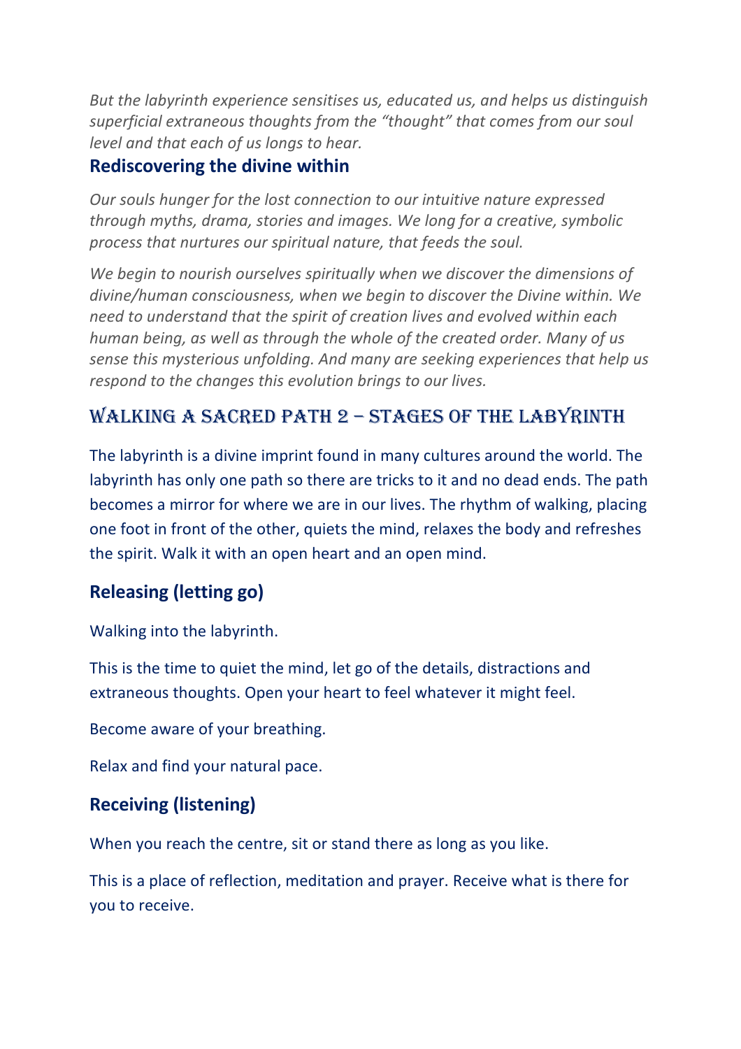*But the labyrinth experience sensitises us, educated us, and helps us distinguish superficial extraneous thoughts from the "thought" that comes from our soul level and that each of us longs to hear.*

### Rediscovering the divine within

*Our souls hunger for the lost connection to our intuitive nature expressed through myths, drama, stories and images. We long for a creative, symbolic process that nurtures our spiritual nature, that feeds the soul.*

*We begin to nourish ourselves spiritually when we discover the dimensions of divine/human consciousness, when we begin to discover the Divine within. We need to understand that the spirit of creation lives and evolved within each human being, as well as through the whole of the created order. Many of us sense this mysterious unfolding. And many are seeking experiences that help us respond to the changes this evolution brings to our lives.*

## Walking a Sacred Path 2 – Stages of the Labyrinth

The labyrinth is a divine imprint found in many cultures around the world. The labyrinth has only one path so there are tricks to it and no dead ends. The path becomes a mirror for where we are in our lives. The rhythm of walking, placing one foot in front of the other, quiets the mind, relaxes the body and refreshes the spirit. Walk it with an open heart and an open mind.

### Releasing (letting go)

Walking into the labyrinth.

This is the time to quiet the mind, let go of the details, distractions and extraneous thoughts. Open your heart to feel whatever it might feel.

Become aware of your breathing.

Relax and find your natural pace.

### Receiving (listening)

When you reach the centre, sit or stand there as long as you like.

This is a place of reflection, meditation and prayer. Receive what is there for you to receive.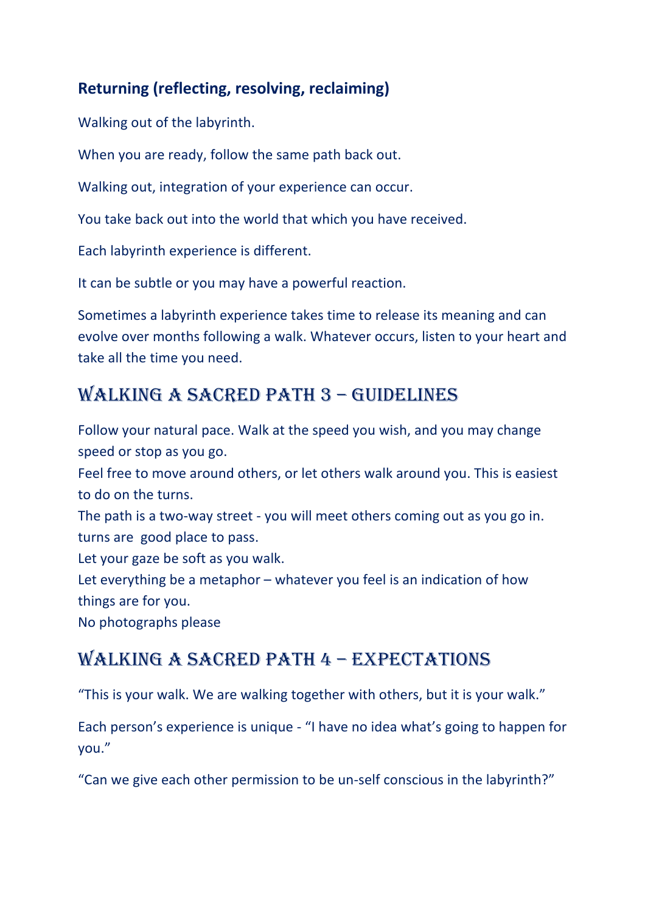### Returning (reflecting, resolving, reclaiming)

Walking out of the labyrinth.

When you are ready, follow the same path back out.

Walking out, integration of your experience can occur.

You take back out into the world that which you have received.

Each labyrinth experience is different.

It can be subtle or you may have a powerful reaction.

Sometimes a labyrinth experience takes time to release its meaning and can evolve over months following a walk. Whatever occurs, listen to your heart and take all the time you need.

## Walking a Sacred Path 3 – Guidelines

Follow your natural pace. Walk at the speed you wish, and you may change speed or stop as you go.
Feel free to move around others, or let others walk around you. This is easiest to do on the turns.
The path is a two-way street - you will meet others coming out as you go in. turns are  good place to pass.
Let your gaze be soft as you walk.
Let everything be a metaphor – whatever you feel is an indication of how things are for you.
No photographs please

## Walking a Sacred Path 4 – Expectations

"This is your walk. We are walking together with others, but it is your walk."

Each person's experience is unique - "I have no idea what's going to happen for you."

"Can we give each other permission to be un-self conscious in the labyrinth?"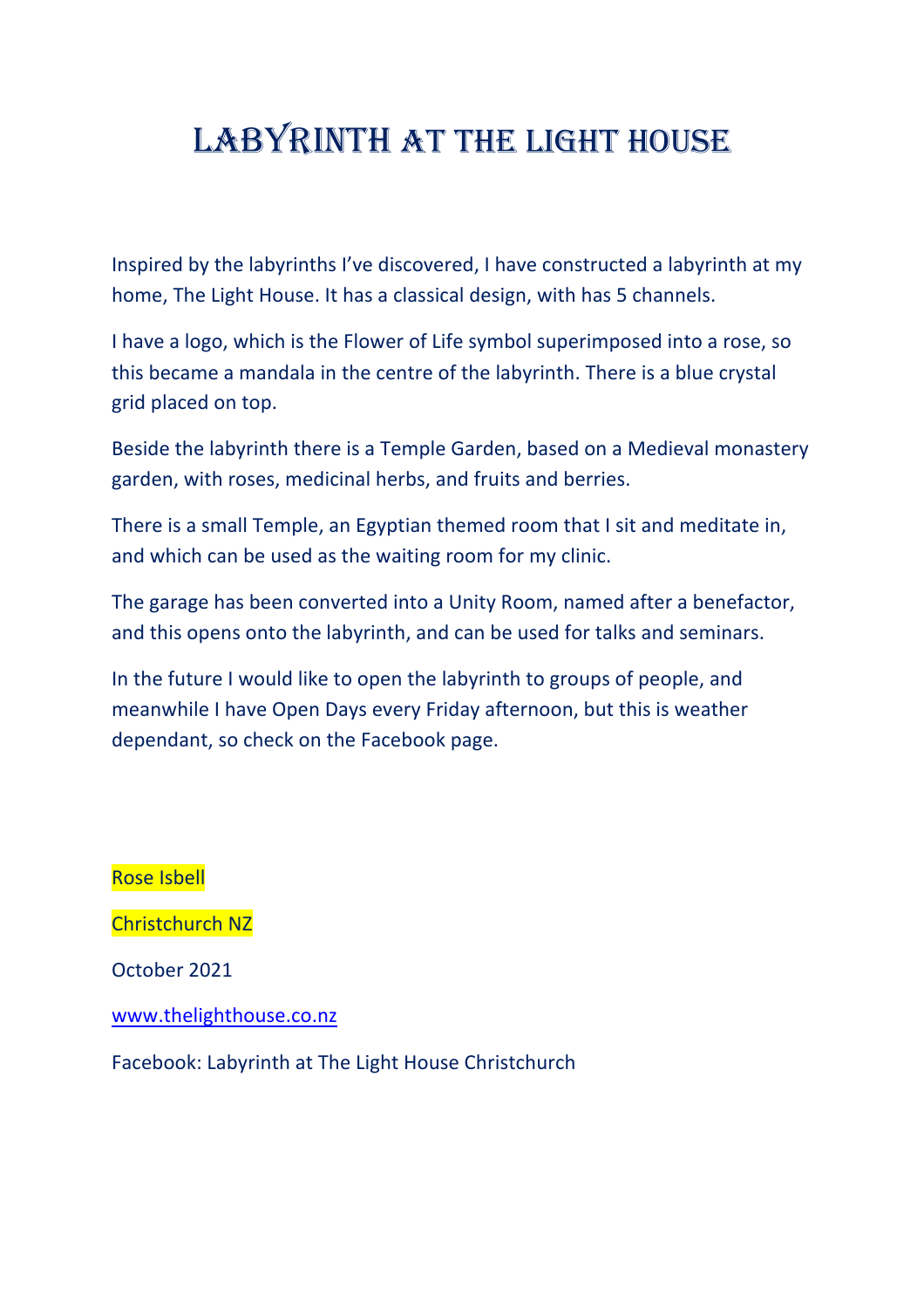# Labyrinth at The Light House

Inspired by the labyrinths I've discovered, I have constructed a labyrinth at my home, The Light House. It has a classical design, with has 5 channels.

I have a logo, which is the Flower of Life symbol superimposed into a rose, so this became a mandala in the centre of the labyrinth. There is a blue crystal grid placed on top.

Beside the labyrinth there is a Temple Garden, based on a Medieval monastery garden, with roses, medicinal herbs, and fruits and berries.

There is a small Temple, an Egyptian themed room that I sit and meditate in, and which can be used as the waiting room for my clinic.

The garage has been converted into a Unity Room, named after a benefactor, and this opens onto the labyrinth, and can be used for talks and seminars.

In the future I would like to open the labyrinth to groups of people, and meanwhile I have Open Days every Friday afternoon, but this is weather dependant, so check on the Facebook page.

Rose Isbell

Christchurch NZ

October 2021

www.thelighthouse.co.nz

Facebook: Labyrinth at The Light House Christchurch